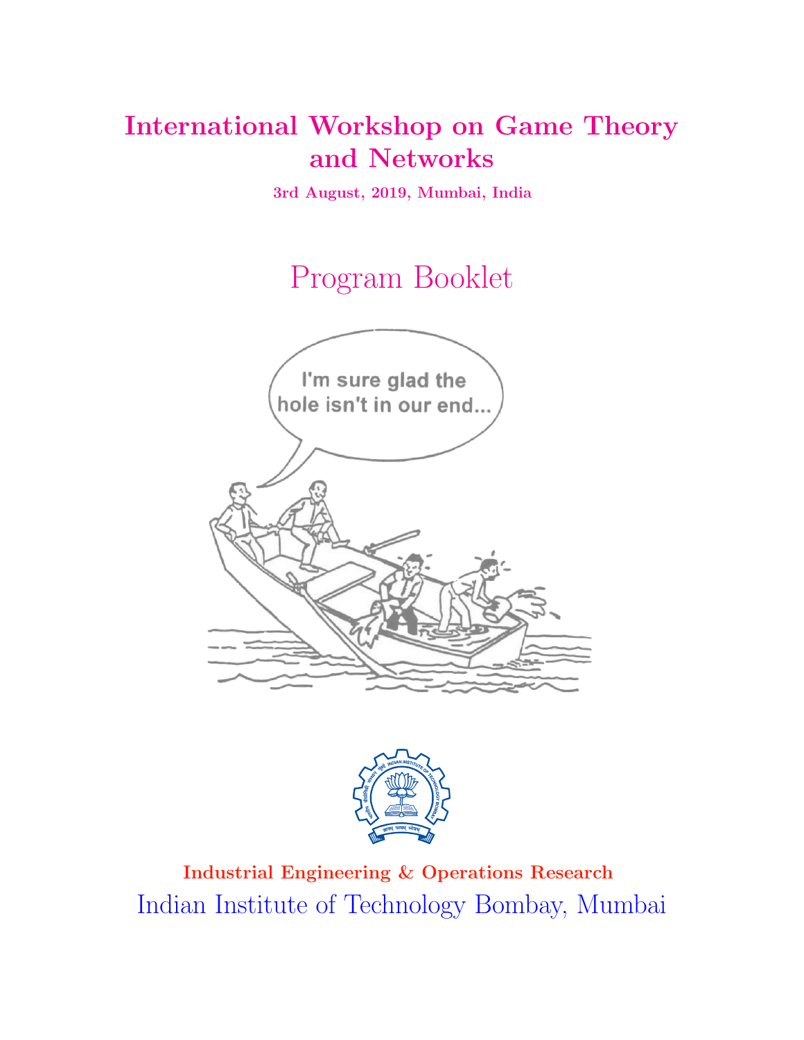# International Workshop on Game Theory and Networks

**3rd August, 2019, Mumbai, India**

## Program Booklet

**Industrial Engineering & Operations Research**

Indian Institute of Technology Bombay, Mumbai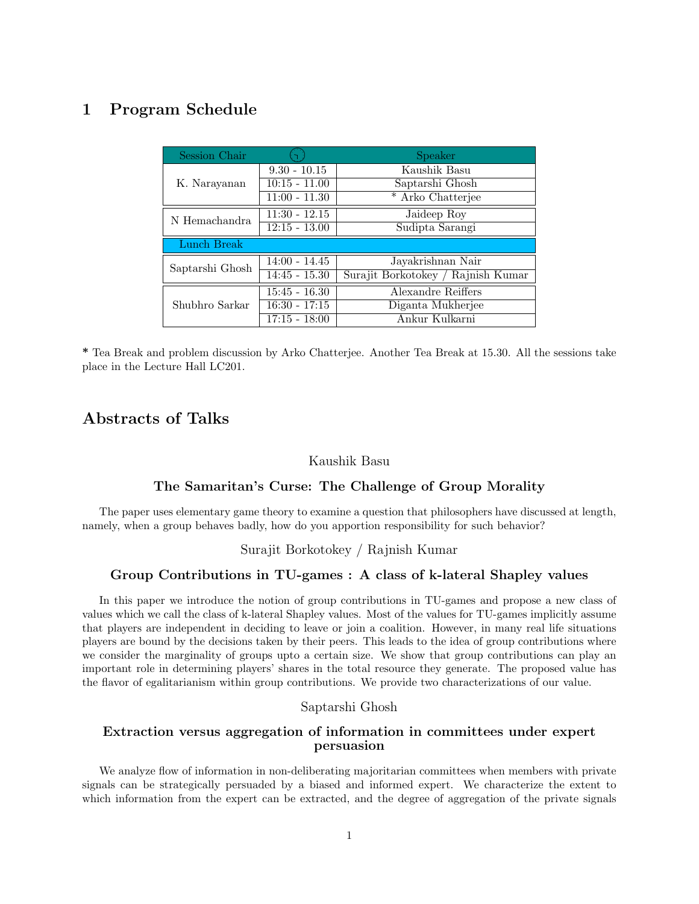## 1 Program Schedule

| Session Chair | 🕐 | Speaker |
|---|---|---|
| K. Narayanan | 9.30 - 10.15 | Kaushik Basu |
| | 10:15 - 11.00 | Saptarshi Ghosh |
| | 11:00 - 11.30 | * Arko Chatterjee |
| N Hemachandra | 11:30 - 12.15 | Jaideep Roy |
| | 12:15 - 13.00 | Sudipta Sarangi |
| Lunch Break | | |
| Saptarshi Ghosh | 14:00 - 14.45 | Jayakrishnan Nair |
| | 14:45 - 15.30 | Surajit Borkotokey / Rajnish Kumar |
| Shubhro Sarkar | 15:45 - 16.30 | Alexandre Reiffers |
| | 16:30 - 17:15 | Diganta Mukherjee |
| | 17:15 - 18:00 | Ankur Kulkarni |

* Tea Break and problem discussion by Arko Chatterjee. Another Tea Break at 15.30. All the sessions take place in the Lecture Hall LC201.

## Abstracts of Talks

Kaushik Basu

### The Samaritan's Curse: The Challenge of Group Morality

The paper uses elementary game theory to examine a question that philosophers have discussed at length, namely, when a group behaves badly, how do you apportion responsibility for such behavior?

Surajit Borkotokey / Rajnish Kumar

### Group Contributions in TU-games : A class of k-lateral Shapley values

In this paper we introduce the notion of group contributions in TU-games and propose a new class of values which we call the class of k-lateral Shapley values. Most of the values for TU-games implicitly assume that players are independent in deciding to leave or join a coalition. However, in many real life situations players are bound by the decisions taken by their peers. This leads to the idea of group contributions where we consider the marginality of groups upto a certain size. We show that group contributions can play an important role in determining players' shares in the total resource they generate. The proposed value has the flavor of egalitarianism within group contributions. We provide two characterizations of our value.

Saptarshi Ghosh

### Extraction versus aggregation of information in committees under expert persuasion

We analyze flow of information in non-deliberating majoritarian committees when members with private signals can be strategically persuaded by a biased and informed expert. We characterize the extent to which information from the expert can be extracted, and the degree of aggregation of the private signals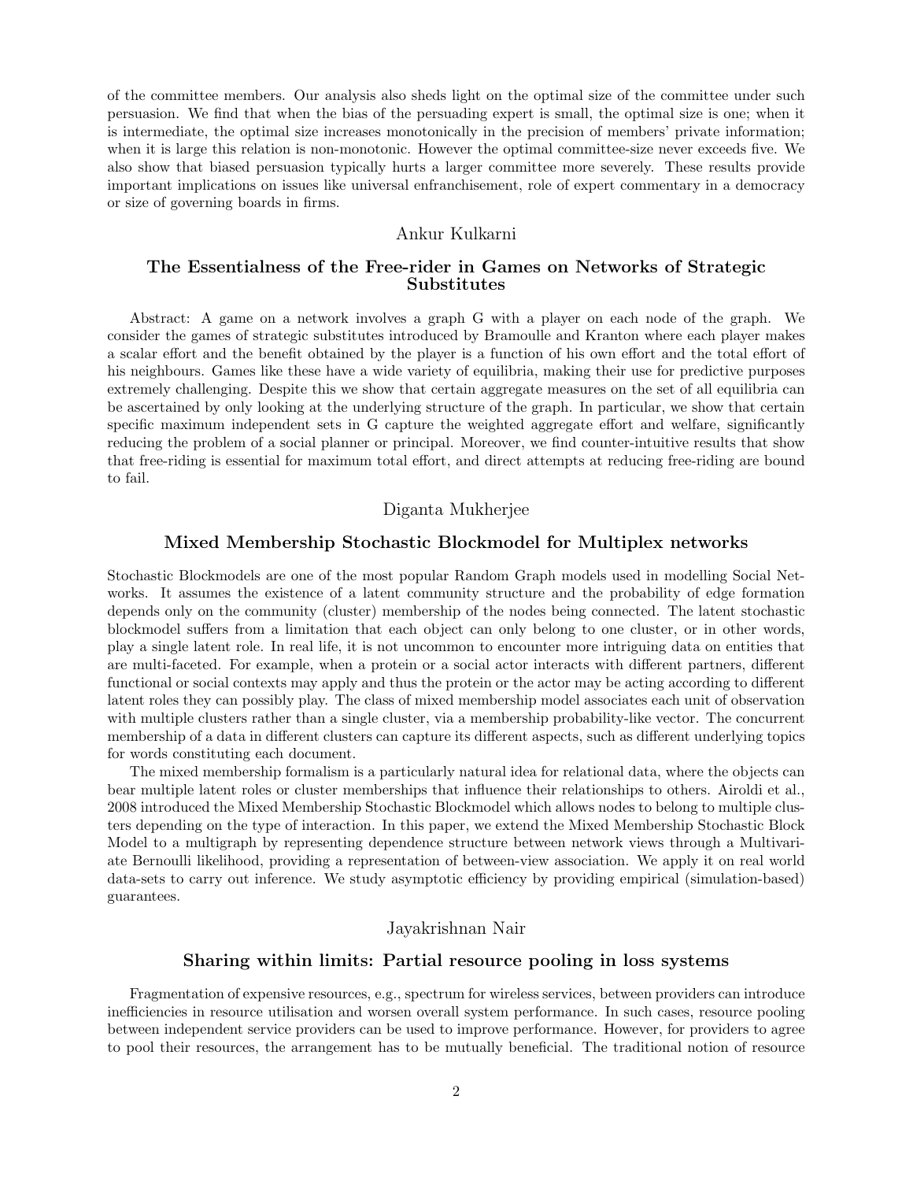of the committee members. Our analysis also sheds light on the optimal size of the committee under such persuasion. We find that when the bias of the persuading expert is small, the optimal size is one; when it is intermediate, the optimal size increases monotonically in the precision of members' private information; when it is large this relation is non-monotonic. However the optimal committee-size never exceeds five. We also show that biased persuasion typically hurts a larger committee more severely. These results provide important implications on issues like universal enfranchisement, role of expert commentary in a democracy or size of governing boards in firms.

Ankur Kulkarni

### The Essentialness of the Free-rider in Games on Networks of Strategic Substitutes

Abstract: A game on a network involves a graph G with a player on each node of the graph. We consider the games of strategic substitutes introduced by Bramoulle and Kranton where each player makes a scalar effort and the benefit obtained by the player is a function of his own effort and the total effort of his neighbours. Games like these have a wide variety of equilibria, making their use for predictive purposes extremely challenging. Despite this we show that certain aggregate measures on the set of all equilibria can be ascertained by only looking at the underlying structure of the graph. In particular, we show that certain specific maximum independent sets in G capture the weighted aggregate effort and welfare, significantly reducing the problem of a social planner or principal. Moreover, we find counter-intuitive results that show that free-riding is essential for maximum total effort, and direct attempts at reducing free-riding are bound to fail.

Diganta Mukherjee

### Mixed Membership Stochastic Blockmodel for Multiplex networks

Stochastic Blockmodels are one of the most popular Random Graph models used in modelling Social Networks. It assumes the existence of a latent community structure and the probability of edge formation depends only on the community (cluster) membership of the nodes being connected. The latent stochastic blockmodel suffers from a limitation that each object can only belong to one cluster, or in other words, play a single latent role. In real life, it is not uncommon to encounter more intriguing data on entities that are multi-faceted. For example, when a protein or a social actor interacts with different partners, different functional or social contexts may apply and thus the protein or the actor may be acting according to different latent roles they can possibly play. The class of mixed membership model associates each unit of observation with multiple clusters rather than a single cluster, via a membership probability-like vector. The concurrent membership of a data in different clusters can capture its different aspects, such as different underlying topics for words constituting each document.

The mixed membership formalism is a particularly natural idea for relational data, where the objects can bear multiple latent roles or cluster memberships that influence their relationships to others. Airoldi et al., 2008 introduced the Mixed Membership Stochastic Blockmodel which allows nodes to belong to multiple clusters depending on the type of interaction. In this paper, we extend the Mixed Membership Stochastic Block Model to a multigraph by representing dependence structure between network views through a Multivariate Bernoulli likelihood, providing a representation of between-view association. We apply it on real world data-sets to carry out inference. We study asymptotic efficiency by providing empirical (simulation-based) guarantees.

Jayakrishnan Nair

### Sharing within limits: Partial resource pooling in loss systems

Fragmentation of expensive resources, e.g., spectrum for wireless services, between providers can introduce inefficiencies in resource utilisation and worsen overall system performance. In such cases, resource pooling between independent service providers can be used to improve performance. However, for providers to agree to pool their resources, the arrangement has to be mutually beneficial. The traditional notion of resource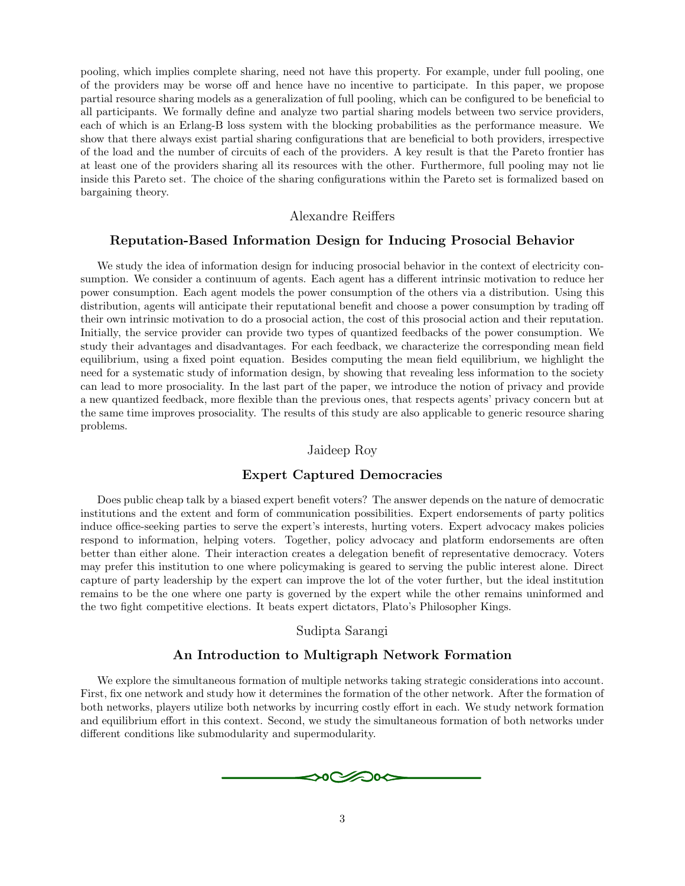pooling, which implies complete sharing, need not have this property. For example, under full pooling, one of the providers may be worse off and hence have no incentive to participate. In this paper, we propose partial resource sharing models as a generalization of full pooling, which can be configured to be beneficial to all participants. We formally define and analyze two partial sharing models between two service providers, each of which is an Erlang-B loss system with the blocking probabilities as the performance measure. We show that there always exist partial sharing configurations that are beneficial to both providers, irrespective of the load and the number of circuits of each of the providers. A key result is that the Pareto frontier has at least one of the providers sharing all its resources with the other. Furthermore, full pooling may not lie inside this Pareto set. The choice of the sharing configurations within the Pareto set is formalized based on bargaining theory.

Alexandre Reiffers

### Reputation-Based Information Design for Inducing Prosocial Behavior

We study the idea of information design for inducing prosocial behavior in the context of electricity consumption. We consider a continuum of agents. Each agent has a different intrinsic motivation to reduce her power consumption. Each agent models the power consumption of the others via a distribution. Using this distribution, agents will anticipate their reputational benefit and choose a power consumption by trading off their own intrinsic motivation to do a prosocial action, the cost of this prosocial action and their reputation. Initially, the service provider can provide two types of quantized feedbacks of the power consumption. We study their advantages and disadvantages. For each feedback, we characterize the corresponding mean field equilibrium, using a fixed point equation. Besides computing the mean field equilibrium, we highlight the need for a systematic study of information design, by showing that revealing less information to the society can lead to more prosociality. In the last part of the paper, we introduce the notion of privacy and provide a new quantized feedback, more flexible than the previous ones, that respects agents' privacy concern but at the same time improves prosociality. The results of this study are also applicable to generic resource sharing problems.

Jaideep Roy

### Expert Captured Democracies

Does public cheap talk by a biased expert benefit voters? The answer depends on the nature of democratic institutions and the extent and form of communication possibilities. Expert endorsements of party politics induce office-seeking parties to serve the expert's interests, hurting voters. Expert advocacy makes policies respond to information, helping voters. Together, policy advocacy and platform endorsements are often better than either alone. Their interaction creates a delegation benefit of representative democracy. Voters may prefer this institution to one where policymaking is geared to serving the public interest alone. Direct capture of party leadership by the expert can improve the lot of the voter further, but the ideal institution remains to be the one where one party is governed by the expert while the other remains uninformed and the two fight competitive elections. It beats expert dictators, Plato's Philosopher Kings.

Sudipta Sarangi

### An Introduction to Multigraph Network Formation

We explore the simultaneous formation of multiple networks taking strategic considerations into account. First, fix one network and study how it determines the formation of the other network. After the formation of both networks, players utilize both networks by incurring costly effort in each. We study network formation and equilibrium effort in this context. Second, we study the simultaneous formation of both networks under different conditions like submodularity and supermodularity.